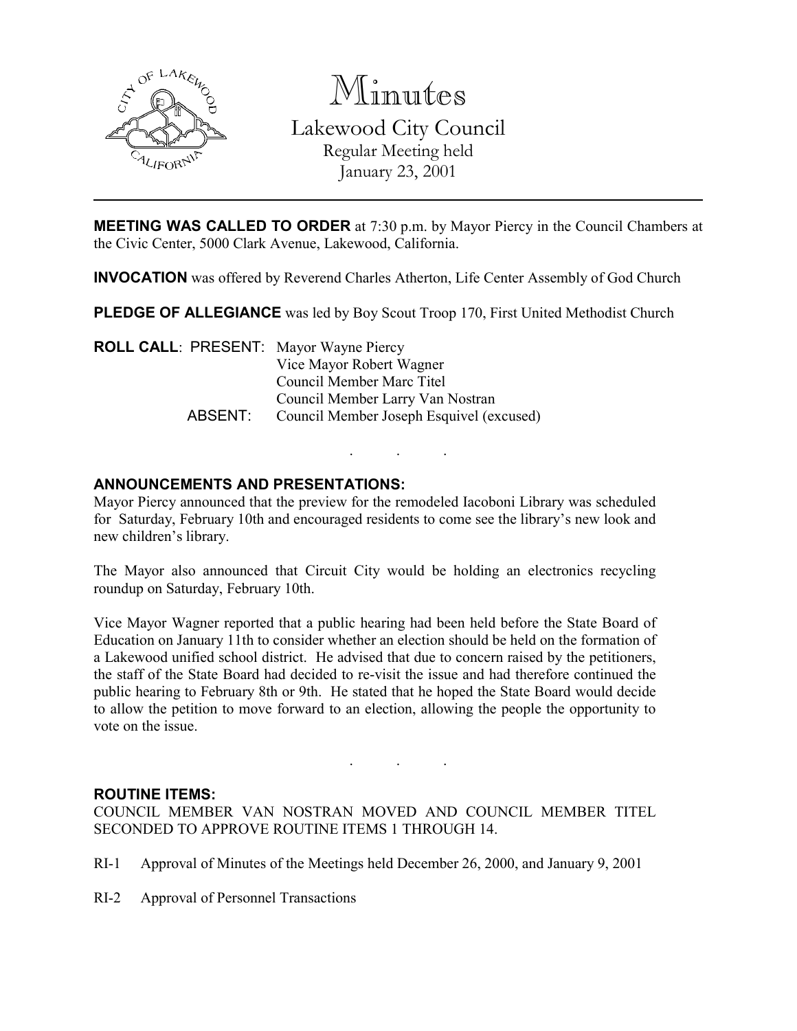# Minutes

Lakewood City Council
Regular Meeting held
January 23, 2001

---

**MEETING WAS CALLED TO ORDER** at 7:30 p.m. by Mayor Piercy in the Council Chambers at the Civic Center, 5000 Clark Avenue, Lakewood, California.

**INVOCATION** was offered by Reverend Charles Atherton, Life Center Assembly of God Church

**PLEDGE OF ALLEGIANCE** was led by Boy Scout Troop 170, First United Methodist Church

**ROLL CALL**: PRESENT: Mayor Wayne Piercy
Vice Mayor Robert Wagner
Council Member Marc Titel
Council Member Larry Van Nostran
ABSENT: Council Member Joseph Esquivel (excused)

. . .

**ANNOUNCEMENTS AND PRESENTATIONS:**

Mayor Piercy announced that the preview for the remodeled Iacoboni Library was scheduled for Saturday, February 10th and encouraged residents to come see the library's new look and new children's library.

The Mayor also announced that Circuit City would be holding an electronics recycling roundup on Saturday, February 10th.

Vice Mayor Wagner reported that a public hearing had been held before the State Board of Education on January 11th to consider whether an election should be held on the formation of a Lakewood unified school district. He advised that due to concern raised by the petitioners, the staff of the State Board had decided to re-visit the issue and had therefore continued the public hearing to February 8th or 9th. He stated that he hoped the State Board would decide to allow the petition to move forward to an election, allowing the people the opportunity to vote on the issue.

. . .

**ROUTINE ITEMS:**

COUNCIL MEMBER VAN NOSTRAN MOVED AND COUNCIL MEMBER TITEL SECONDED TO APPROVE ROUTINE ITEMS 1 THROUGH 14.

RI-1 Approval of Minutes of the Meetings held December 26, 2000, and January 9, 2001

RI-2 Approval of Personnel Transactions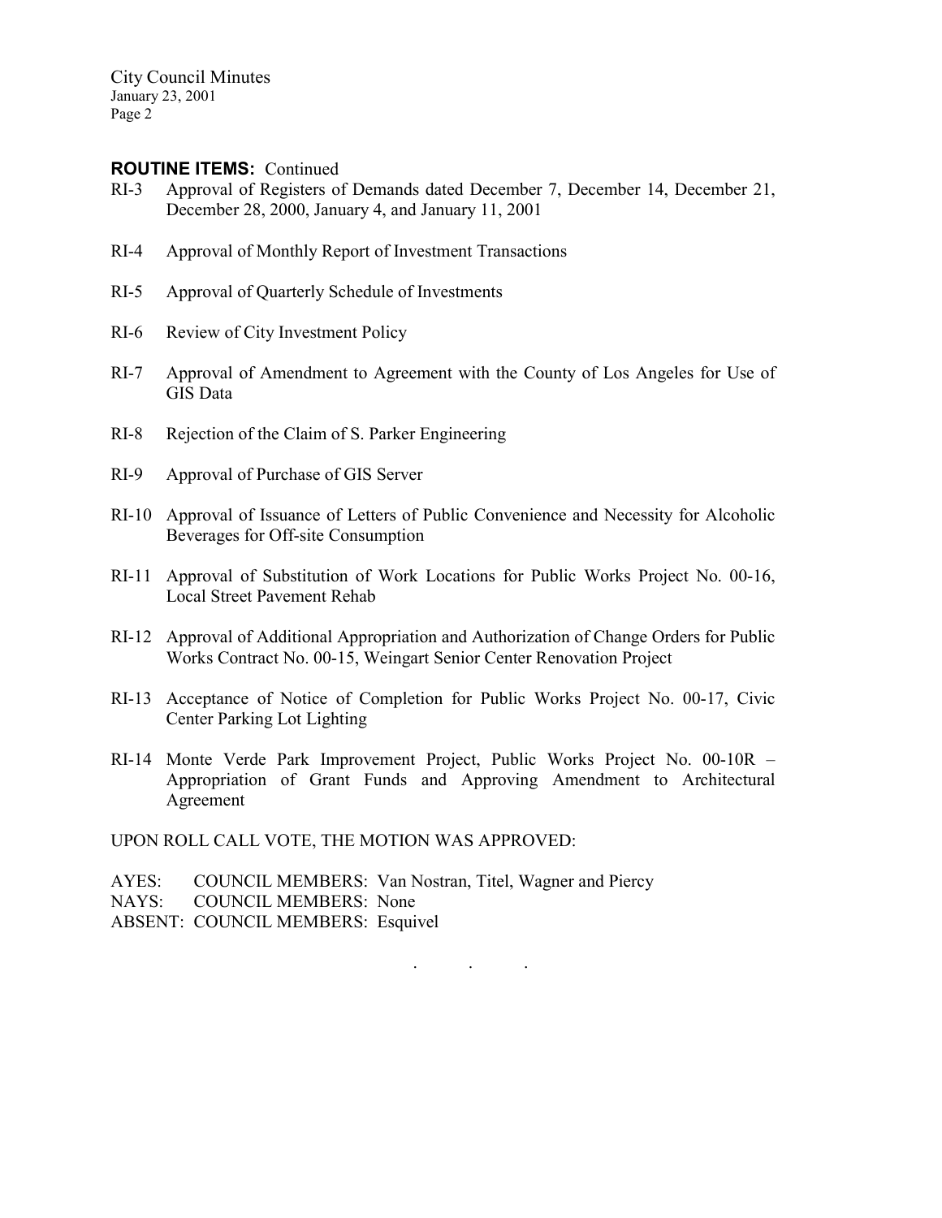**ROUTINE ITEMS:** Continued

RI-3 Approval of Registers of Demands dated December 7, December 14, December 21, December 28, 2000, January 4, and January 11, 2001

RI-4 Approval of Monthly Report of Investment Transactions

RI-5 Approval of Quarterly Schedule of Investments

RI-6 Review of City Investment Policy

RI-7 Approval of Amendment to Agreement with the County of Los Angeles for Use of GIS Data

RI-8 Rejection of the Claim of S. Parker Engineering

RI-9 Approval of Purchase of GIS Server

RI-10 Approval of Issuance of Letters of Public Convenience and Necessity for Alcoholic Beverages for Off-site Consumption

RI-11 Approval of Substitution of Work Locations for Public Works Project No. 00-16, Local Street Pavement Rehab

RI-12 Approval of Additional Appropriation and Authorization of Change Orders for Public Works Contract No. 00-15, Weingart Senior Center Renovation Project

RI-13 Acceptance of Notice of Completion for Public Works Project No. 00-17, Civic Center Parking Lot Lighting

RI-14 Monte Verde Park Improvement Project, Public Works Project No. 00-10R – Appropriation of Grant Funds and Approving Amendment to Architectural Agreement

UPON ROLL CALL VOTE, THE MOTION WAS APPROVED:

AYES: COUNCIL MEMBERS: Van Nostran, Titel, Wagner and Piercy
NAYS: COUNCIL MEMBERS: None
ABSENT: COUNCIL MEMBERS: Esquivel

. . .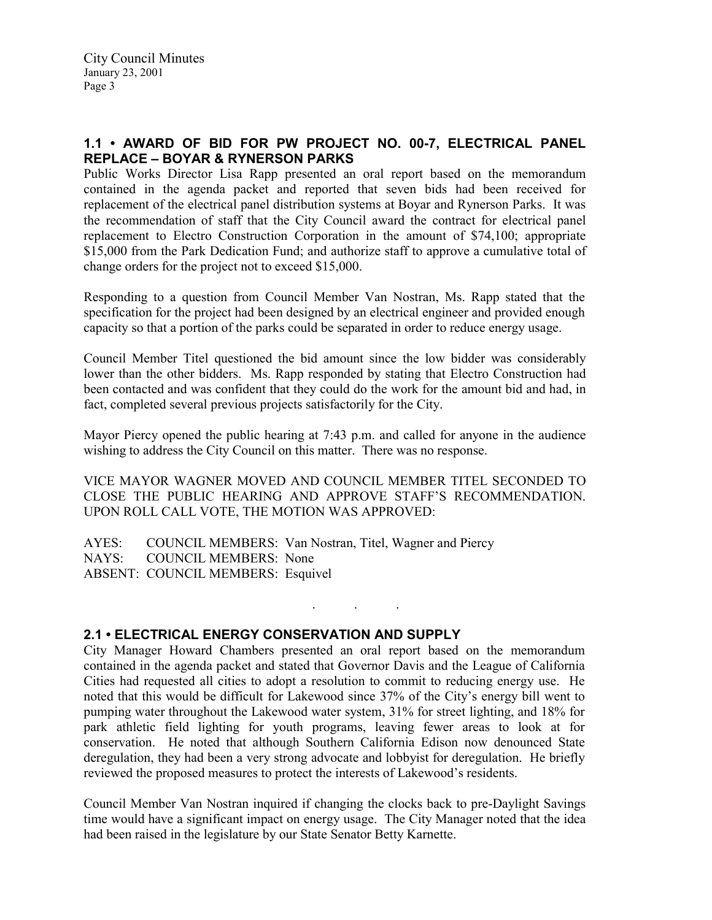## 1.1 • AWARD OF BID FOR PW PROJECT NO. 00-7, ELECTRICAL PANEL REPLACE – BOYAR & RYNERSON PARKS

Public Works Director Lisa Rapp presented an oral report based on the memorandum contained in the agenda packet and reported that seven bids had been received for replacement of the electrical panel distribution systems at Boyar and Rynerson Parks. It was the recommendation of staff that the City Council award the contract for electrical panel replacement to Electro Construction Corporation in the amount of $74,100; appropriate $15,000 from the Park Dedication Fund; and authorize staff to approve a cumulative total of change orders for the project not to exceed $15,000.

Responding to a question from Council Member Van Nostran, Ms. Rapp stated that the specification for the project had been designed by an electrical engineer and provided enough capacity so that a portion of the parks could be separated in order to reduce energy usage.

Council Member Titel questioned the bid amount since the low bidder was considerably lower than the other bidders. Ms. Rapp responded by stating that Electro Construction had been contacted and was confident that they could do the work for the amount bid and had, in fact, completed several previous projects satisfactorily for the City.

Mayor Piercy opened the public hearing at 7:43 p.m. and called for anyone in the audience wishing to address the City Council on this matter. There was no response.

VICE MAYOR WAGNER MOVED AND COUNCIL MEMBER TITEL SECONDED TO CLOSE THE PUBLIC HEARING AND APPROVE STAFF'S RECOMMENDATION. UPON ROLL CALL VOTE, THE MOTION WAS APPROVED:

AYES: COUNCIL MEMBERS: Van Nostran, Titel, Wagner and Piercy
NAYS: COUNCIL MEMBERS: None
ABSENT: COUNCIL MEMBERS: Esquivel

. . .

## 2.1 • ELECTRICAL ENERGY CONSERVATION AND SUPPLY

City Manager Howard Chambers presented an oral report based on the memorandum contained in the agenda packet and stated that Governor Davis and the League of California Cities had requested all cities to adopt a resolution to commit to reducing energy use. He noted that this would be difficult for Lakewood since 37% of the City's energy bill went to pumping water throughout the Lakewood water system, 31% for street lighting, and 18% for park athletic field lighting for youth programs, leaving fewer areas to look at for conservation. He noted that although Southern California Edison now denounced State deregulation, they had been a very strong advocate and lobbyist for deregulation. He briefly reviewed the proposed measures to protect the interests of Lakewood's residents.

Council Member Van Nostran inquired if changing the clocks back to pre-Daylight Savings time would have a significant impact on energy usage. The City Manager noted that the idea had been raised in the legislature by our State Senator Betty Karnette.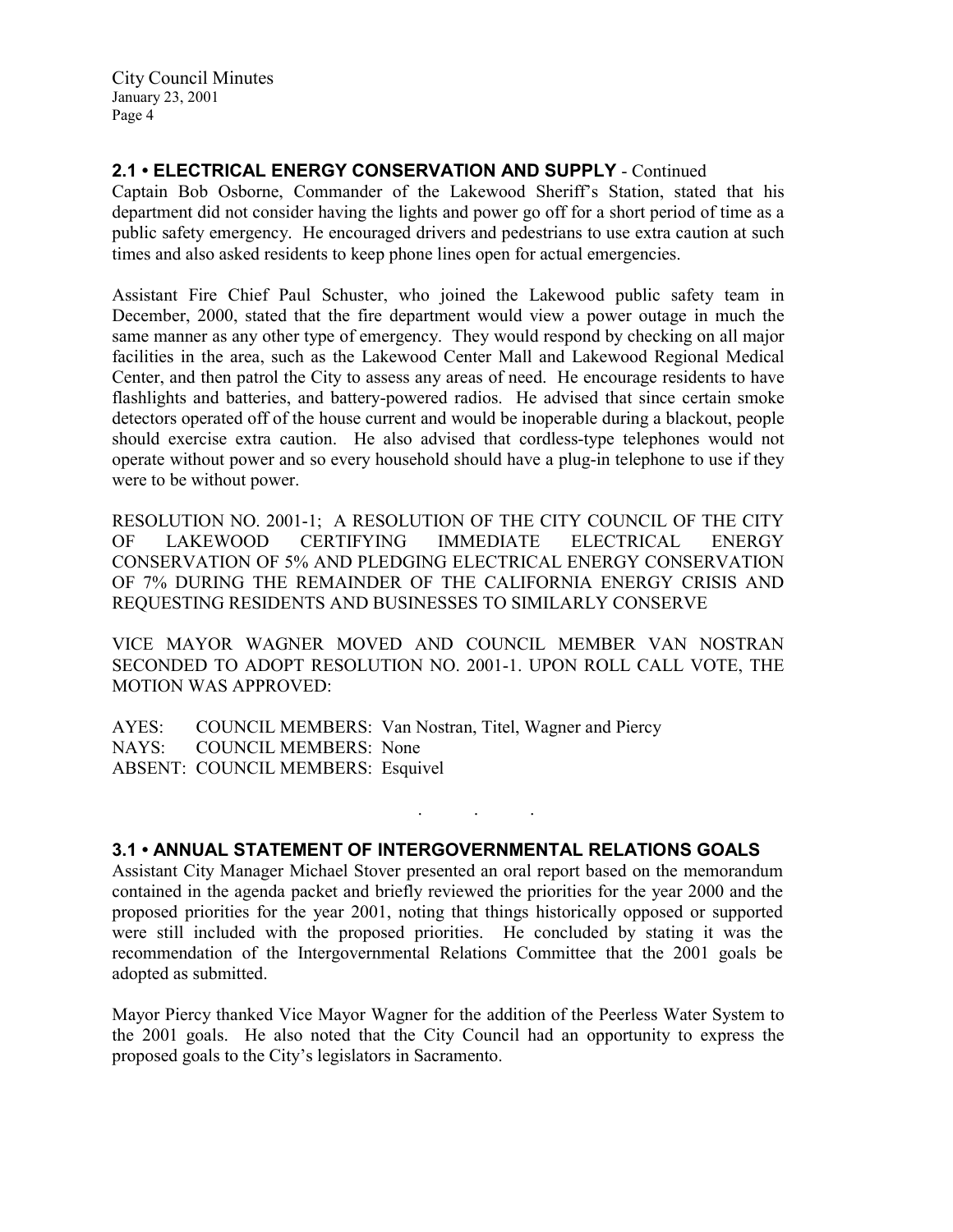## 2.1 • ELECTRICAL ENERGY CONSERVATION AND SUPPLY - Continued

Captain Bob Osborne, Commander of the Lakewood Sheriff's Station, stated that his department did not consider having the lights and power go off for a short period of time as a public safety emergency. He encouraged drivers and pedestrians to use extra caution at such times and also asked residents to keep phone lines open for actual emergencies.

Assistant Fire Chief Paul Schuster, who joined the Lakewood public safety team in December, 2000, stated that the fire department would view a power outage in much the same manner as any other type of emergency. They would respond by checking on all major facilities in the area, such as the Lakewood Center Mall and Lakewood Regional Medical Center, and then patrol the City to assess any areas of need. He encourage residents to have flashlights and batteries, and battery-powered radios. He advised that since certain smoke detectors operated off of the house current and would be inoperable during a blackout, people should exercise extra caution. He also advised that cordless-type telephones would not operate without power and so every household should have a plug-in telephone to use if they were to be without power.

RESOLUTION NO. 2001-1; A RESOLUTION OF THE CITY COUNCIL OF THE CITY OF LAKEWOOD CERTIFYING IMMEDIATE ELECTRICAL ENERGY CONSERVATION OF 5% AND PLEDGING ELECTRICAL ENERGY CONSERVATION OF 7% DURING THE REMAINDER OF THE CALIFORNIA ENERGY CRISIS AND REQUESTING RESIDENTS AND BUSINESSES TO SIMILARLY CONSERVE

VICE MAYOR WAGNER MOVED AND COUNCIL MEMBER VAN NOSTRAN SECONDED TO ADOPT RESOLUTION NO. 2001-1. UPON ROLL CALL VOTE, THE MOTION WAS APPROVED:

AYES: COUNCIL MEMBERS: Van Nostran, Titel, Wagner and Piercy
NAYS: COUNCIL MEMBERS: None
ABSENT: COUNCIL MEMBERS: Esquivel

. . .

## 3.1 • ANNUAL STATEMENT OF INTERGOVERNMENTAL RELATIONS GOALS

Assistant City Manager Michael Stover presented an oral report based on the memorandum contained in the agenda packet and briefly reviewed the priorities for the year 2000 and the proposed priorities for the year 2001, noting that things historically opposed or supported were still included with the proposed priorities. He concluded by stating it was the recommendation of the Intergovernmental Relations Committee that the 2001 goals be adopted as submitted.

Mayor Piercy thanked Vice Mayor Wagner for the addition of the Peerless Water System to the 2001 goals. He also noted that the City Council had an opportunity to express the proposed goals to the City's legislators in Sacramento.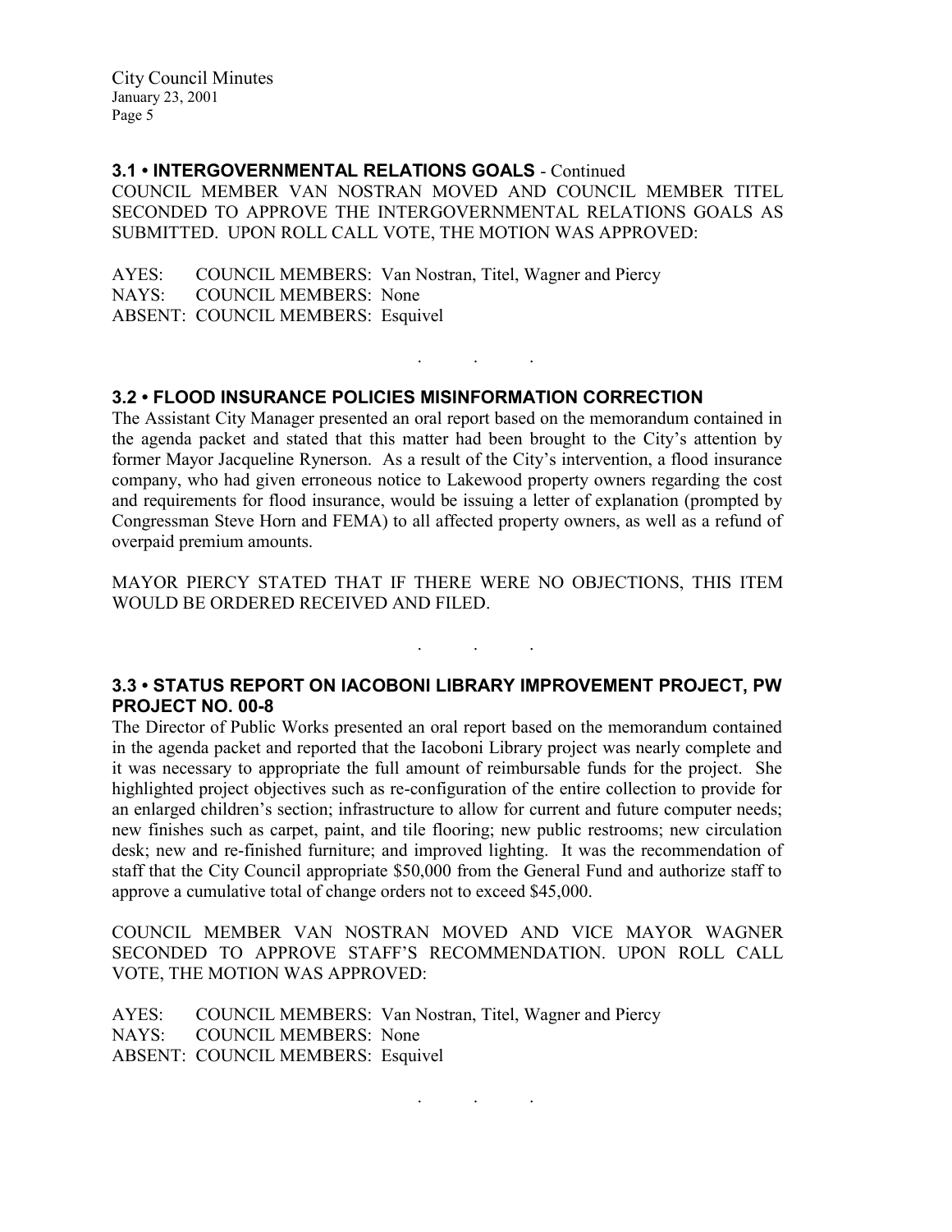### 3.1 • INTERGOVERNMENTAL RELATIONS GOALS - Continued

COUNCIL MEMBER VAN NOSTRAN MOVED AND COUNCIL MEMBER TITEL SECONDED TO APPROVE THE INTERGOVERNMENTAL RELATIONS GOALS AS SUBMITTED. UPON ROLL CALL VOTE, THE MOTION WAS APPROVED:

AYES: COUNCIL MEMBERS: Van Nostran, Titel, Wagner and Piercy
NAYS: COUNCIL MEMBERS: None
ABSENT: COUNCIL MEMBERS: Esquivel

. . .

### 3.2 • FLOOD INSURANCE POLICIES MISINFORMATION CORRECTION

The Assistant City Manager presented an oral report based on the memorandum contained in the agenda packet and stated that this matter had been brought to the City's attention by former Mayor Jacqueline Rynerson. As a result of the City's intervention, a flood insurance company, who had given erroneous notice to Lakewood property owners regarding the cost and requirements for flood insurance, would be issuing a letter of explanation (prompted by Congressman Steve Horn and FEMA) to all affected property owners, as well as a refund of overpaid premium amounts.

MAYOR PIERCY STATED THAT IF THERE WERE NO OBJECTIONS, THIS ITEM WOULD BE ORDERED RECEIVED AND FILED.

. . .

### 3.3 • STATUS REPORT ON IACOBONI LIBRARY IMPROVEMENT PROJECT, PW PROJECT NO. 00-8

The Director of Public Works presented an oral report based on the memorandum contained in the agenda packet and reported that the Iacoboni Library project was nearly complete and it was necessary to appropriate the full amount of reimbursable funds for the project. She highlighted project objectives such as re-configuration of the entire collection to provide for an enlarged children's section; infrastructure to allow for current and future computer needs; new finishes such as carpet, paint, and tile flooring; new public restrooms; new circulation desk; new and re-finished furniture; and improved lighting. It was the recommendation of staff that the City Council appropriate $50,000 from the General Fund and authorize staff to approve a cumulative total of change orders not to exceed $45,000.

COUNCIL MEMBER VAN NOSTRAN MOVED AND VICE MAYOR WAGNER SECONDED TO APPROVE STAFF'S RECOMMENDATION. UPON ROLL CALL VOTE, THE MOTION WAS APPROVED:

AYES: COUNCIL MEMBERS: Van Nostran, Titel, Wagner and Piercy
NAYS: COUNCIL MEMBERS: None
ABSENT: COUNCIL MEMBERS: Esquivel

. . .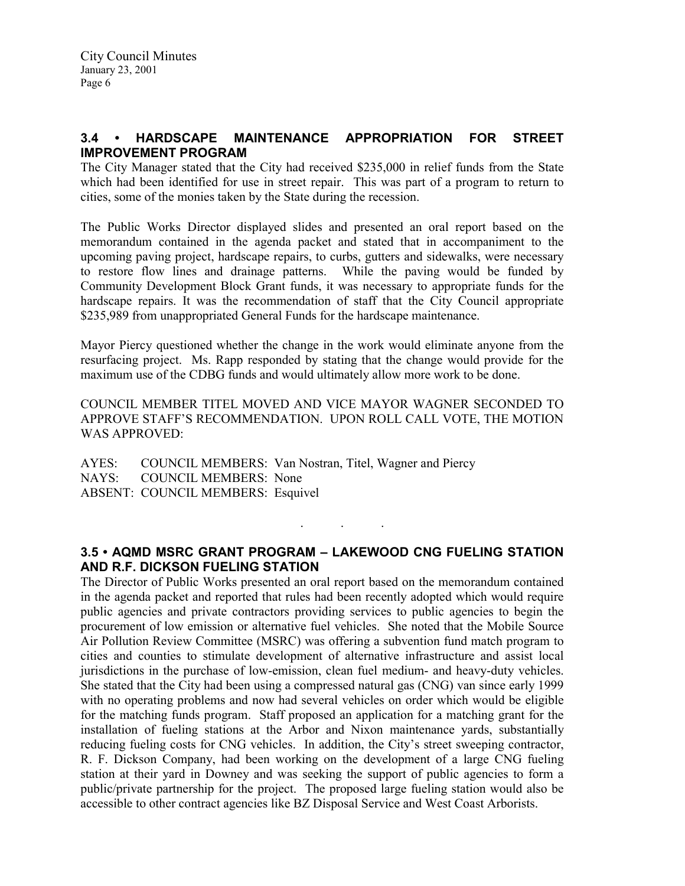## 3.4 • HARDSCAPE MAINTENANCE APPROPRIATION FOR STREET IMPROVEMENT PROGRAM

The City Manager stated that the City had received $235,000 in relief funds from the State which had been identified for use in street repair. This was part of a program to return to cities, some of the monies taken by the State during the recession.

The Public Works Director displayed slides and presented an oral report based on the memorandum contained in the agenda packet and stated that in accompaniment to the upcoming paving project, hardscape repairs, to curbs, gutters and sidewalks, were necessary to restore flow lines and drainage patterns. While the paving would be funded by Community Development Block Grant funds, it was necessary to appropriate funds for the hardscape repairs. It was the recommendation of staff that the City Council appropriate $235,989 from unappropriated General Funds for the hardscape maintenance.

Mayor Piercy questioned whether the change in the work would eliminate anyone from the resurfacing project. Ms. Rapp responded by stating that the change would provide for the maximum use of the CDBG funds and would ultimately allow more work to be done.

COUNCIL MEMBER TITEL MOVED AND VICE MAYOR WAGNER SECONDED TO APPROVE STAFF'S RECOMMENDATION. UPON ROLL CALL VOTE, THE MOTION WAS APPROVED:

AYES: COUNCIL MEMBERS: Van Nostran, Titel, Wagner and Piercy
NAYS: COUNCIL MEMBERS: None
ABSENT: COUNCIL MEMBERS: Esquivel

. . .

## 3.5 • AQMD MSRC GRANT PROGRAM – LAKEWOOD CNG FUELING STATION AND R.F. DICKSON FUELING STATION

The Director of Public Works presented an oral report based on the memorandum contained in the agenda packet and reported that rules had been recently adopted which would require public agencies and private contractors providing services to public agencies to begin the procurement of low emission or alternative fuel vehicles. She noted that the Mobile Source Air Pollution Review Committee (MSRC) was offering a subvention fund match program to cities and counties to stimulate development of alternative infrastructure and assist local jurisdictions in the purchase of low-emission, clean fuel medium- and heavy-duty vehicles. She stated that the City had been using a compressed natural gas (CNG) van since early 1999 with no operating problems and now had several vehicles on order which would be eligible for the matching funds program. Staff proposed an application for a matching grant for the installation of fueling stations at the Arbor and Nixon maintenance yards, substantially reducing fueling costs for CNG vehicles. In addition, the City's street sweeping contractor, R. F. Dickson Company, had been working on the development of a large CNG fueling station at their yard in Downey and was seeking the support of public agencies to form a public/private partnership for the project. The proposed large fueling station would also be accessible to other contract agencies like BZ Disposal Service and West Coast Arborists.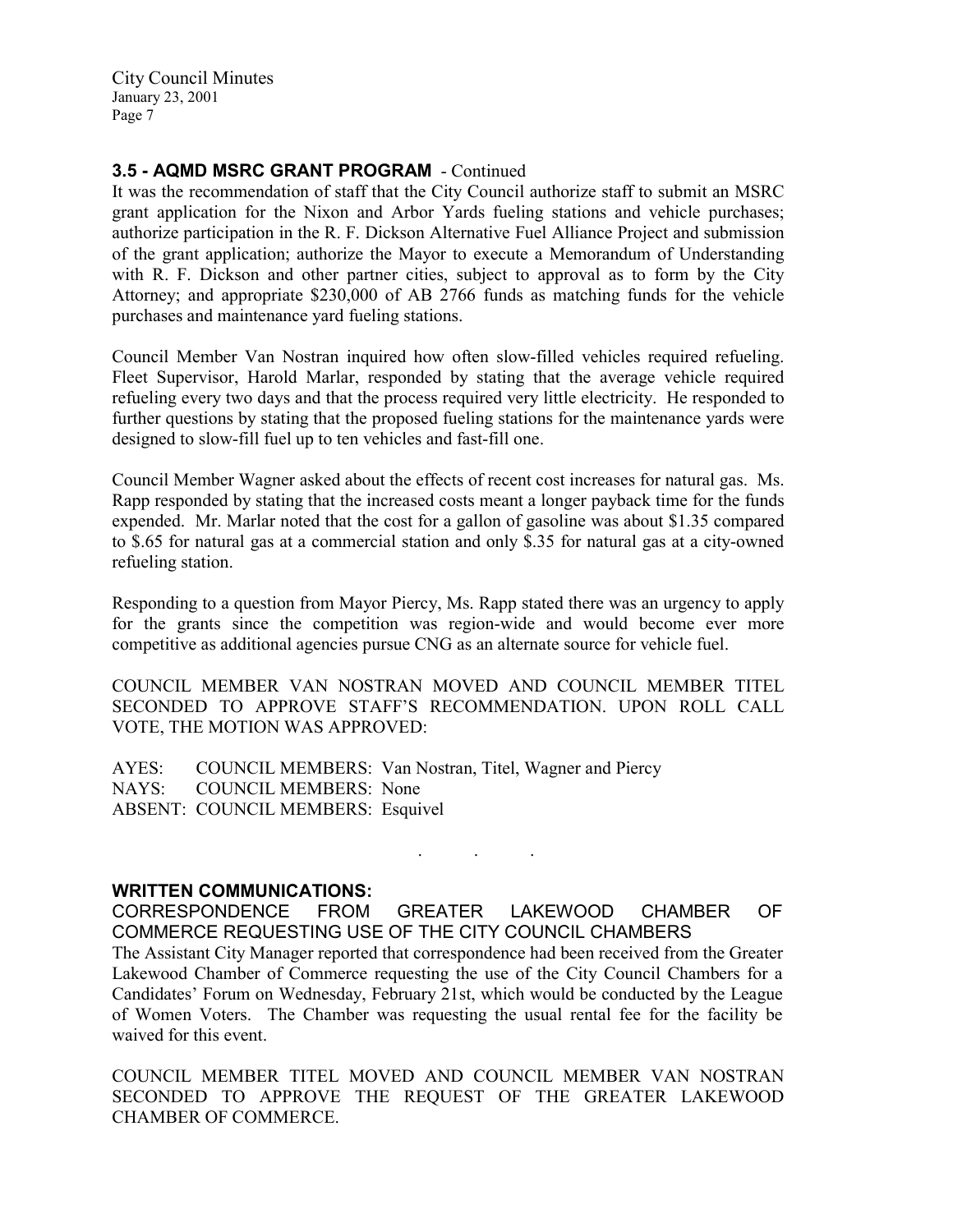### 3.5 - AQMD MSRC GRANT PROGRAM - Continued

It was the recommendation of staff that the City Council authorize staff to submit an MSRC grant application for the Nixon and Arbor Yards fueling stations and vehicle purchases; authorize participation in the R. F. Dickson Alternative Fuel Alliance Project and submission of the grant application; authorize the Mayor to execute a Memorandum of Understanding with R. F. Dickson and other partner cities, subject to approval as to form by the City Attorney; and appropriate $230,000 of AB 2766 funds as matching funds for the vehicle purchases and maintenance yard fueling stations.

Council Member Van Nostran inquired how often slow-filled vehicles required refueling. Fleet Supervisor, Harold Marlar, responded by stating that the average vehicle required refueling every two days and that the process required very little electricity. He responded to further questions by stating that the proposed fueling stations for the maintenance yards were designed to slow-fill fuel up to ten vehicles and fast-fill one.

Council Member Wagner asked about the effects of recent cost increases for natural gas. Ms. Rapp responded by stating that the increased costs meant a longer payback time for the funds expended. Mr. Marlar noted that the cost for a gallon of gasoline was about $1.35 compared to $.65 for natural gas at a commercial station and only $.35 for natural gas at a city-owned refueling station.

Responding to a question from Mayor Piercy, Ms. Rapp stated there was an urgency to apply for the grants since the competition was region-wide and would become ever more competitive as additional agencies pursue CNG as an alternate source for vehicle fuel.

COUNCIL MEMBER VAN NOSTRAN MOVED AND COUNCIL MEMBER TITEL SECONDED TO APPROVE STAFF'S RECOMMENDATION. UPON ROLL CALL VOTE, THE MOTION WAS APPROVED:

AYES: COUNCIL MEMBERS: Van Nostran, Titel, Wagner and Piercy
NAYS: COUNCIL MEMBERS: None
ABSENT: COUNCIL MEMBERS: Esquivel

. . .

### WRITTEN COMMUNICATIONS:

CORRESPONDENCE FROM GREATER LAKEWOOD CHAMBER OF COMMERCE REQUESTING USE OF THE CITY COUNCIL CHAMBERS

The Assistant City Manager reported that correspondence had been received from the Greater Lakewood Chamber of Commerce requesting the use of the City Council Chambers for a Candidates' Forum on Wednesday, February 21st, which would be conducted by the League of Women Voters. The Chamber was requesting the usual rental fee for the facility be waived for this event.

COUNCIL MEMBER TITEL MOVED AND COUNCIL MEMBER VAN NOSTRAN SECONDED TO APPROVE THE REQUEST OF THE GREATER LAKEWOOD CHAMBER OF COMMERCE.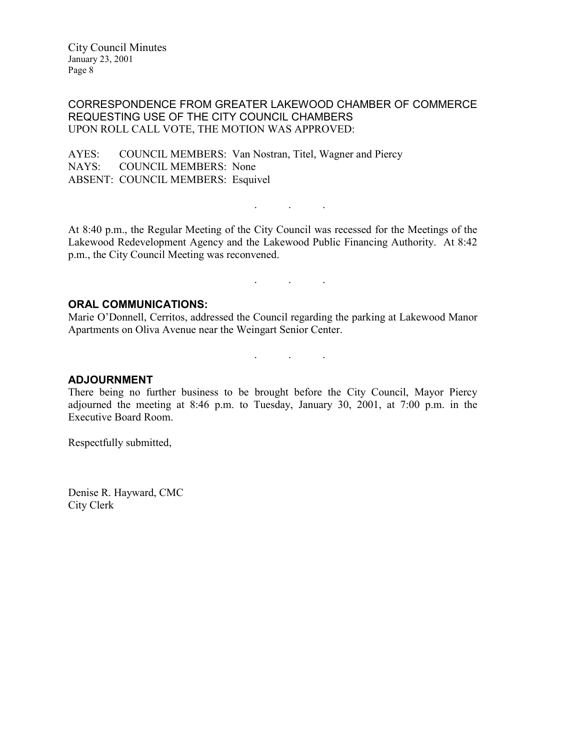CORRESPONDENCE FROM GREATER LAKEWOOD CHAMBER OF COMMERCE REQUESTING USE OF THE CITY COUNCIL CHAMBERS

UPON ROLL CALL VOTE, THE MOTION WAS APPROVED:

AYES: COUNCIL MEMBERS: Van Nostran, Titel, Wagner and Piercy
NAYS: COUNCIL MEMBERS: None
ABSENT: COUNCIL MEMBERS: Esquivel

. . .

At 8:40 p.m., the Regular Meeting of the City Council was recessed for the Meetings of the Lakewood Redevelopment Agency and the Lakewood Public Financing Authority. At 8:42 p.m., the City Council Meeting was reconvened.

. . .

## ORAL COMMUNICATIONS:

Marie O'Donnell, Cerritos, addressed the Council regarding the parking at Lakewood Manor Apartments on Oliva Avenue near the Weingart Senior Center.

. . .

## ADJOURNMENT

There being no further business to be brought before the City Council, Mayor Piercy adjourned the meeting at 8:46 p.m. to Tuesday, January 30, 2001, at 7:00 p.m. in the Executive Board Room.

Respectfully submitted,

Denise R. Hayward, CMC
City Clerk